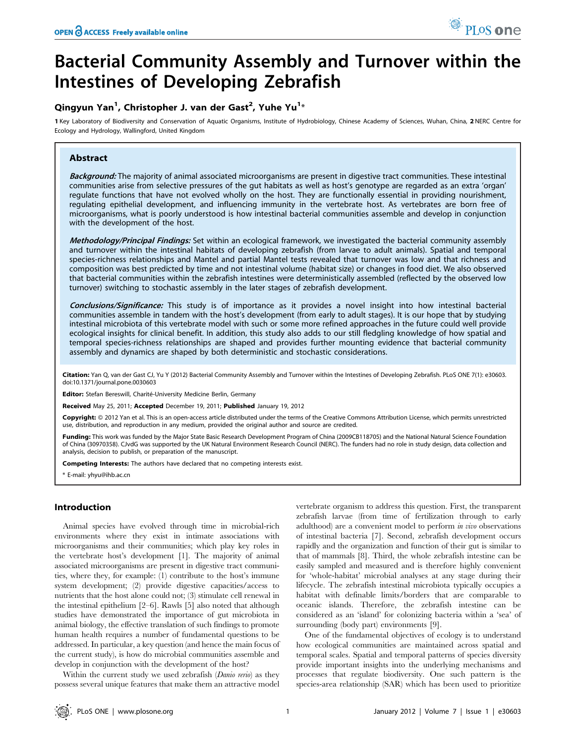# Bacterial Community Assembly and Turnover within the Intestines of Developing Zebrafish

**Qingyun Yan[1], Christopher J. van der Gast[2], Yuhe Yu[1]***

**1** Key Laboratory of Biodiversity and Conservation of Aquatic Organisms, Institute of Hydrobiology, Chinese Academy of Sciences, Wuhan, China, **2** NERC Centre for Ecology and Hydrology, Wallingford, United Kingdom

## Abstract

***Background:*** The majority of animal associated microorganisms are present in digestive tract communities. These intestinal communities arise from selective pressures of the gut habitats as well as host's genotype are regarded as an extra 'organ' regulate functions that have not evolved wholly on the host. They are functionally essential in providing nourishment, regulating epithelial development, and influencing immunity in the vertebrate host. As vertebrates are born free of microorganisms, what is poorly understood is how intestinal bacterial communities assemble and develop in conjunction with the development of the host.

***Methodology/Principal Findings:*** Set within an ecological framework, we investigated the bacterial community assembly and turnover within the intestinal habitats of developing zebrafish (from larvae to adult animals). Spatial and temporal species-richness relationships and Mantel and partial Mantel tests revealed that turnover was low and that richness and composition was best predicted by time and not intestinal volume (habitat size) or changes in food diet. We also observed that bacterial communities within the zebrafish intestines were deterministically assembled (reflected by the observed low turnover) switching to stochastic assembly in the later stages of zebrafish development.

***Conclusions/Significance:*** This study is of importance as it provides a novel insight into how intestinal bacterial communities assemble in tandem with the host's development (from early to adult stages). It is our hope that by studying intestinal microbiota of this vertebrate model with such or some more refined approaches in the future could well provide ecological insights for clinical benefit. In addition, this study also adds to our still fledgling knowledge of how spatial and temporal species-richness relationships are shaped and provides further mounting evidence that bacterial community assembly and dynamics are shaped by both deterministic and stochastic considerations.

**Citation:** Yan Q, van der Gast CJ, Yu Y (2012) Bacterial Community Assembly and Turnover within the Intestines of Developing Zebrafish. PLoS ONE 7(1): e30603. doi:10.1371/journal.pone.0030603

**Editor:** Stefan Bereswill, Charité-University Medicine Berlin, Germany

**Received** May 25, 2011; **Accepted** December 19, 2011; **Published** January 19, 2012

**Copyright:** © 2012 Yan et al. This is an open-access article distributed under the terms of the Creative Commons Attribution License, which permits unrestricted use, distribution, and reproduction in any medium, provided the original author and source are credited.

**Funding:** This work was funded by the Major State Basic Research Development Program of China (2009CB118705) and the National Natural Science Foundation of China (30970358). CJvdG was supported by the UK Natural Environment Research Council (NERC). The funders had no role in study design, data collection and analysis, decision to publish, or preparation of the manuscript.

**Competing Interests:** The authors have declared that no competing interests exist.

* E-mail: yhyu@ihb.ac.cn

## Introduction

Animal species have evolved through time in microbial-rich environments where they exist in intimate associations with microorganisms and their communities; which play key roles in the vertebrate host's development [1]. The majority of animal associated microorganisms are present in digestive tract communities, where they, for example: (1) contribute to the host's immune system development; (2) provide digestive capacities/access to nutrients that the host alone could not; (3) stimulate cell renewal in the intestinal epithelium [2–6]. Rawls [5] also noted that although studies have demonstrated the importance of gut microbiota in animal biology, the effective translation of such findings to promote human health requires a number of fundamental questions to be addressed. In particular, a key question (and hence the main focus of the current study), is how do microbial communities assemble and develop in conjunction with the development of the host?

Within the current study we used zebrafish (*Danio rerio*) as they possess several unique features that make them an attractive model vertebrate organism to address this question. First, the transparent zebrafish larvae (from time of fertilization through to early adulthood) are a convenient model to perform *in vivo* observations of intestinal bacteria [7]. Second, zebrafish development occurs rapidly and the organization and function of their gut is similar to that of mammals [8]. Third, the whole zebrafish intestine can be easily sampled and measured and is therefore highly convenient for 'whole-habitat' microbial analyses at any stage during their lifecycle. The zebrafish intestinal microbiota typically occupies a habitat with definable limits/borders that are comparable to oceanic islands. Therefore, the zebrafish intestine can be considered as an 'island' for colonizing bacteria within a 'sea' of surrounding (body part) environments [9].

One of the fundamental objectives of ecology is to understand how ecological communities are maintained across spatial and temporal scales. Spatial and temporal patterns of species diversity provide important insights into the underlying mechanisms and processes that regulate biodiversity. One such pattern is the species-area relationship (SAR) which has been used to prioritize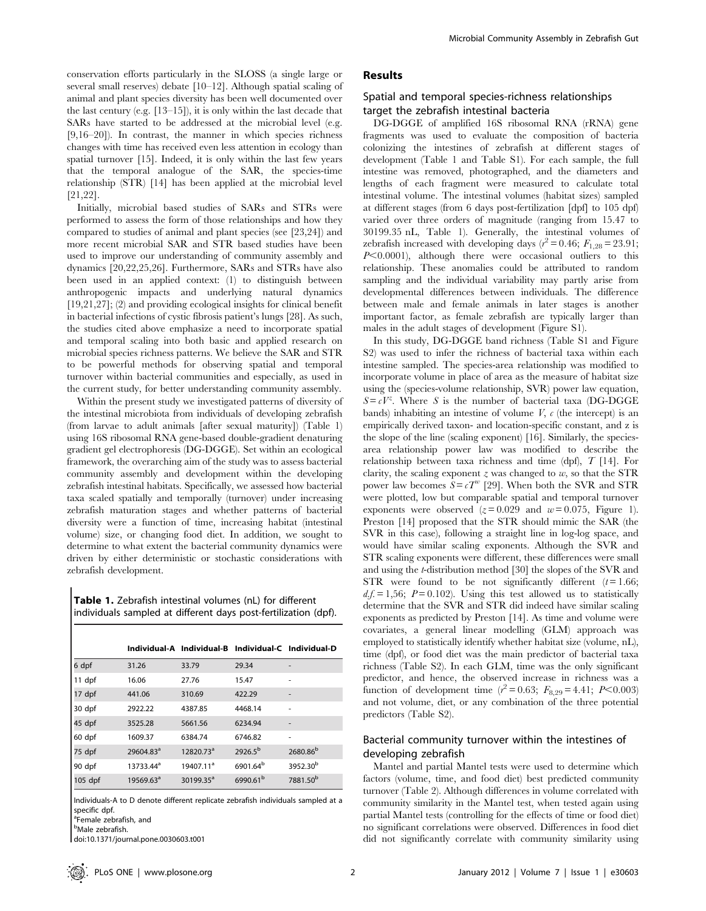conservation efforts particularly in the SLOSS (a single large or several small reserves) debate [10–12]. Although spatial scaling of animal and plant species diversity has been well documented over the last century (e.g. [13–15]), it is only within the last decade that SARs have started to be addressed at the microbial level (e.g. [9,16–20]). In contrast, the manner in which species richness changes with time has received even less attention in ecology than spatial turnover [15]. Indeed, it is only within the last few years that the temporal analogue of the SAR, the species-time relationship (STR) [14] has been applied at the microbial level [21,22].

Initially, microbial based studies of SARs and STRs were performed to assess the form of those relationships and how they compared to studies of animal and plant species (see [23,24]) and more recent microbial SAR and STR based studies have been used to improve our understanding of community assembly and dynamics [20,22,25,26]. Furthermore, SARs and STRs have also been used in an applied context: (1) to distinguish between anthropogenic impacts and underlying natural dynamics [19,21,27]; (2) and providing ecological insights for clinical benefit in bacterial infections of cystic fibrosis patient's lungs [28]. As such, the studies cited above emphasize a need to incorporate spatial and temporal scaling into both basic and applied research on microbial species richness patterns. We believe the SAR and STR to be powerful methods for observing spatial and temporal turnover within bacterial communities and especially, as used in the current study, for better understanding community assembly.

Within the present study we investigated patterns of diversity of the intestinal microbiota from individuals of developing zebrafish (from larvae to adult animals [after sexual maturity]) (Table 1) using 16S ribosomal RNA gene-based double-gradient denaturing gradient gel electrophoresis (DG-DGGE). Set within an ecological framework, the overarching aim of the study was to assess bacterial community assembly and development within the developing zebrafish intestinal habitats. Specifically, we assessed how bacterial taxa scaled spatially and temporally (turnover) under increasing zebrafish maturation stages and whether patterns of bacterial diversity were a function of time, increasing habitat (intestinal volume) size, or changing food diet. In addition, we sought to determine to what extent the bacterial community dynamics were driven by either deterministic or stochastic considerations with zebrafish development.

**Table 1.** Zebrafish intestinal volumes (nL) for different individuals sampled at different days post-fertilization (dpf).

| | Individual-A | Individual-B | Individual-C | Individual-D |
|---|---|---|---|---|
| 6 dpf | 31.26 | 33.79 | 29.34 | - |
| 11 dpf | 16.06 | 27.76 | 15.47 | - |
| 17 dpf | 441.06 | 310.69 | 422.29 | - |
| 30 dpf | 2922.22 | 4387.85 | 4468.14 | - |
| 45 dpf | 3525.28 | 5661.56 | 6234.94 | - |
| 60 dpf | 1609.37 | 6384.74 | 6746.82 | - |
| 75 dpf | 29604.83[a] | 12820.73[a] | 2926.5[b] | 2680.86[b] |
| 90 dpf | 13733.44[a] | 19407.11[a] | 6901.64[b] | 3952.30[b] |
| 105 dpf | 19569.63[a] | 30199.35[a] | 6990.61[b] | 7881.50[b] |

Individuals-A to D denote different replicate zebrafish individuals sampled at a specific dpf.
[a]Female zebrafish, and
[b]Male zebrafish.
doi:10.1371/journal.pone.0030603.t001

## Results

### Spatial and temporal species-richness relationships target the zebrafish intestinal bacteria

DG-DGGE of amplified 16S ribosomal RNA (rRNA) gene fragments was used to evaluate the composition of bacteria colonizing the intestines of zebrafish at different stages of development (Table 1 and Table S1). For each sample, the full intestine was removed, photographed, and the diameters and lengths of each fragment were measured to calculate total intestinal volume. The intestinal volumes (habitat sizes) sampled at different stages (from 6 days post-fertilization [dpf] to 105 dpf) varied over three orders of magnitude (ranging from 15.47 to 30199.35 nL, Table 1). Generally, the intestinal volumes of zebrafish increased with developing days ($r^2 = 0.46$; $F_{1,28} = 23.91$; $P < 0.0001$), although there were occasional outliers to this relationship. These anomalies could be attributed to random sampling and the individual variability may partly arise from developmental differences between individuals. The difference between male and female animals in later stages is another important factor, as female zebrafish are typically larger than males in the adult stages of development (Figure S1).

In this study, DG-DGGE band richness (Table S1 and Figure S2) was used to infer the richness of bacterial taxa within each intestine sampled. The species-area relationship was modified to incorporate volume in place of area as the measure of habitat size using the (species-volume relationship, SVR) power law equation, $S = cV^z$. Where $S$ is the number of bacterial taxa (DG-DGGE bands) inhabiting an intestine of volume $V$, $c$ (the intercept) is an empirically derived taxon- and location-specific constant, and z is the slope of the line (scaling exponent) [16]. Similarly, the species-area relationship power law was modified to describe the relationship between taxa richness and time (dpf), $T$ [14]. For clarity, the scaling exponent $z$ was changed to $w$, so that the STR power law becomes $S = cT^w$ [29]. When both the SVR and STR were plotted, low but comparable spatial and temporal turnover exponents were observed ($z = 0.029$ and $w = 0.075$, Figure 1). Preston [14] proposed that the STR should mimic the SAR (the SVR in this case), following a straight line in log-log space, and would have similar scaling exponents. Although the SVR and STR scaling exponents were different, these differences were small and using the $t$-distribution method [30] the slopes of the SVR and STR were found to be not significantly different ($t = 1.66$; $d.f. = 1,56$; $P = 0.102$). Using this test allowed us to statistically determine that the SVR and STR did indeed have similar scaling exponents as predicted by Preston [14]. As time and volume were covariates, a general linear modelling (GLM) approach was employed to statistically identify whether habitat size (volume, nL), time (dpf), or food diet was the main predictor of bacterial taxa richness (Table S2). In each GLM, time was the only significant predictor, and hence, the observed increase in richness was a function of development time ($r^2 = 0.63$; $F_{8,29} = 4.41$; $P < 0.003$) and not volume, diet, or any combination of the three potential predictors (Table S2).

### Bacterial community turnover within the intestines of developing zebrafish

Mantel and partial Mantel tests were used to determine which factors (volume, time, and food diet) best predicted community turnover (Table 2). Although differences in volume correlated with community similarity in the Mantel test, when tested again using partial Mantel tests (controlling for the effects of time or food diet) no significant correlations were observed. Differences in food diet did not significantly correlate with community similarity using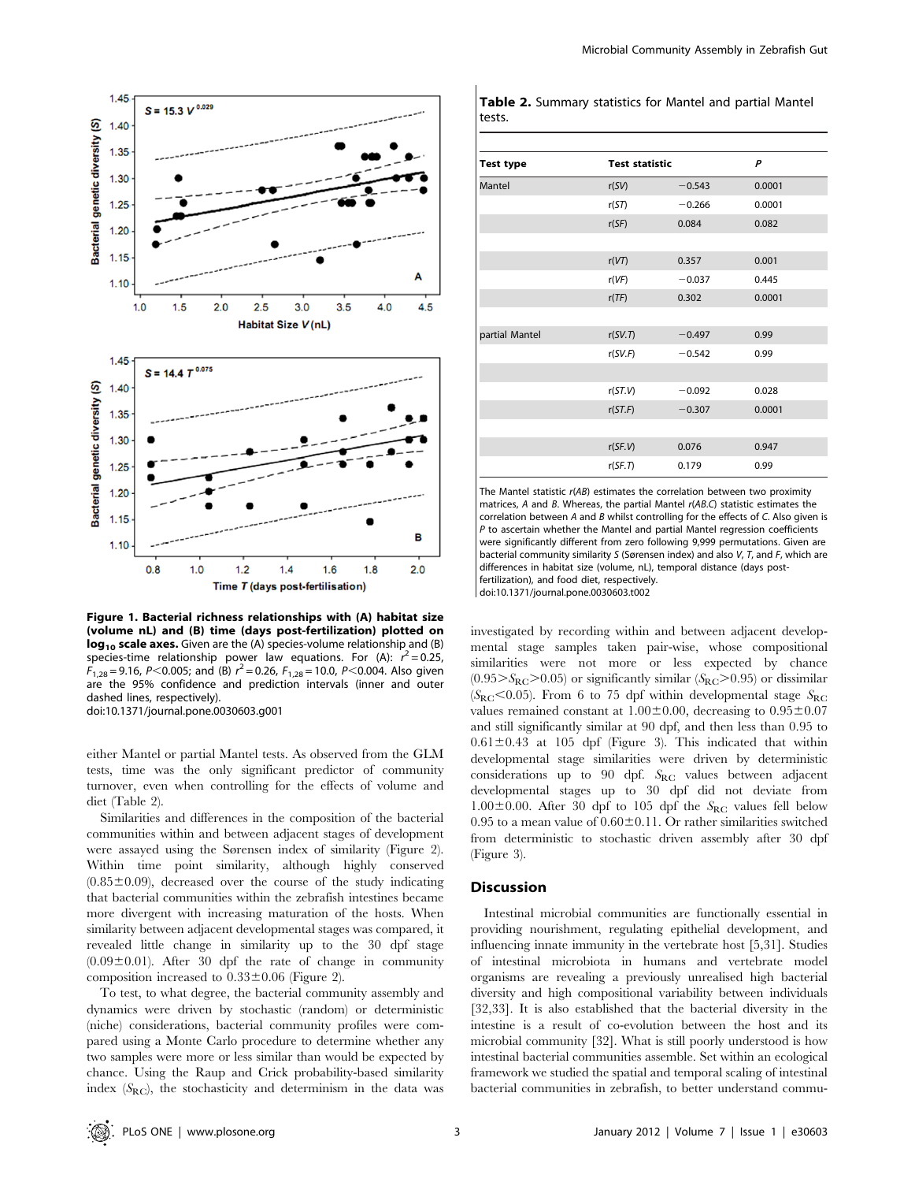**Figure 1. Bacterial richness relationships with (A) habitat size (volume nL) and (B) time (days post-fertilization) plotted on $\log_{10}$ scale axes.** Given are the (A) species-volume relationship and (B) species-time relationship power law equations. For (A): $r^2 = 0.25$, $F_{1,28} = 9.16$, $P < 0.005$; and (B) $r^2 = 0.26$, $F_{1,28} = 10.0$, $P < 0.004$. Also given are the 95% confidence and prediction intervals (inner and outer dashed lines, respectively).
doi:10.1371/journal.pone.0030603.g001

either Mantel or partial Mantel tests. As observed from the GLM tests, time was the only significant predictor of community turnover, even when controlling for the effects of volume and diet (Table 2).

Similarities and differences in the composition of the bacterial communities within and between adjacent stages of development were assayed using the Sørensen index of similarity (Figure 2). Within time point similarity, although highly conserved ($0.85 \pm 0.09$), decreased over the course of the study indicating that bacterial communities within the zebrafish intestines became more divergent with increasing maturation of the hosts. When similarity between adjacent developmental stages was compared, it revealed little change in similarity up to the 30 dpf stage ($0.09 \pm 0.01$). After 30 dpf the rate of change in community composition increased to $0.33 \pm 0.06$ (Figure 2).

To test, to what degree, the bacterial community assembly and dynamics were driven by stochastic (random) or deterministic (niche) considerations, bacterial community profiles were compared using a Monte Carlo procedure to determine whether any two samples were more or less similar than would be expected by chance. Using the Raup and Crick probability-based similarity index ($S_{RC}$), the stochasticity and determinism in the data was

**Table 2.** Summary statistics for Mantel and partial Mantel tests.

| Test type | Test statistic | | P |
|---|---|---|---|
| Mantel | r(SV) | −0.543 | 0.0001 |
| | r(ST) | −0.266 | 0.0001 |
| | r(SF) | 0.084 | 0.082 |
| | | | |
| | r(VT) | 0.357 | 0.001 |
| | r(VF) | −0.037 | 0.445 |
| | r(TF) | 0.302 | 0.0001 |
| | | | |
| partial Mantel | r(SV.T) | −0.497 | 0.99 |
| | r(SV.F) | −0.542 | 0.99 |
| | | | |
| | r(ST.V) | −0.092 | 0.028 |
| | r(ST.F) | −0.307 | 0.0001 |
| | | | |
| | r(SF.V) | 0.076 | 0.947 |
| | r(SF.T) | 0.179 | 0.99 |

The Mantel statistic *r(AB)* estimates the correlation between two proximity matrices, *A* and *B*. Whereas, the partial Mantel *r(AB.C)* statistic estimates the correlation between *A* and *B* whilst controlling for the effects of *C*. Also given is *P* to ascertain whether the Mantel and partial Mantel regression coefficients were significantly different from zero following 9,999 permutations. Given are bacterial community similarity *S* (Sørensen index) and also *V*, *T*, and *F*, which are differences in habitat size (volume, nL), temporal distance (days post-fertilization), and food diet, respectively.
doi:10.1371/journal.pone.0030603.t002

investigated by recording within and between adjacent developmental stage samples taken pair-wise, whose compositional similarities were not more or less expected by chance ($0.95 > S_{RC} > 0.05$) or significantly similar ($S_{RC} > 0.95$) or dissimilar ($S_{RC} < 0.05$). From 6 to 75 dpf within developmental stage $S_{RC}$ values remained constant at $1.00 \pm 0.00$, decreasing to $0.95 \pm 0.07$ and still significantly similar at 90 dpf, and then less than 0.95 to $0.61 \pm 0.43$ at 105 dpf (Figure 3). This indicated that within developmental stage similarities were driven by deterministic considerations up to 90 dpf. $S_{RC}$ values between adjacent developmental stages up to 30 dpf did not deviate from $1.00 \pm 0.00$. After 30 dpf to 105 dpf the $S_{RC}$ values fell below 0.95 to a mean value of $0.60 \pm 0.11$. Or rather similarities switched from deterministic to stochastic driven assembly after 30 dpf (Figure 3).

## Discussion

Intestinal microbial communities are functionally essential in providing nourishment, regulating epithelial development, and influencing innate immunity in the vertebrate host [5,31]. Studies of intestinal microbiota in humans and vertebrate model organisms are revealing a previously unrealised high bacterial diversity and high compositional variability between individuals [32,33]. It is also established that the bacterial diversity in the intestine is a result of co-evolution between the host and its microbial community [32]. What is still poorly understood is how intestinal bacterial communities assemble. Set within an ecological framework we studied the spatial and temporal scaling of intestinal bacterial communities in zebrafish, to better understand commu-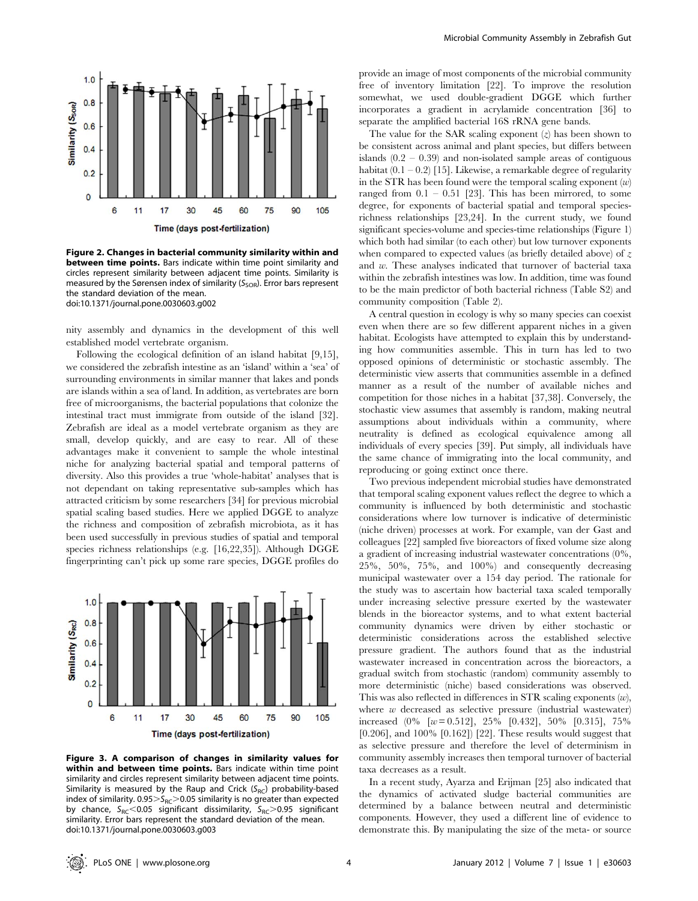**Figure 2. Changes in bacterial community similarity within and between time points.** Bars indicate within time point similarity and circles represent similarity between adjacent time points. Similarity is measured by the Sørensen index of similarity ($S_{SOR}$). Error bars represent the standard deviation of the mean.
doi:10.1371/journal.pone.0030603.g002

nity assembly and dynamics in the development of this well established model vertebrate organism.

Following the ecological definition of an island habitat [9,15], we considered the zebrafish intestine as an 'island' within a 'sea' of surrounding environments in similar manner that lakes and ponds are islands within a sea of land. In addition, as vertebrates are born free of microorganisms, the bacterial populations that colonize the intestinal tract must immigrate from outside of the island [32]. Zebrafish are ideal as a model vertebrate organism as they are small, develop quickly, and are easy to rear. All of these advantages make it convenient to sample the whole intestinal niche for analyzing bacterial spatial and temporal patterns of diversity. Also this provides a true 'whole-habitat' analyses that is not dependant on taking representative sub-samples which has attracted criticism by some researchers [34] for previous microbial spatial scaling based studies. Here we applied DGGE to analyze the richness and composition of zebrafish microbiota, as it has been used successfully in previous studies of spatial and temporal species richness relationships (e.g. [16,22,35]). Although DGGE fingerprinting can't pick up some rare species, DGGE profiles do

**Figure 3. A comparison of changes in similarity values for within and between time points.** Bars indicate within time point similarity and circles represent similarity between adjacent time points. Similarity is measured by the Raup and Crick ($S_{RC}$) probability-based index of similarity. $0.95 > S_{RC} > 0.05$ similarity is no greater than expected by chance, $S_{RC} < 0.05$ significant dissimilarity, $S_{RC} > 0.95$ significant similarity. Error bars represent the standard deviation of the mean.
doi:10.1371/journal.pone.0030603.g003

provide an image of most components of the microbial community free of inventory limitation [22]. To improve the resolution somewhat, we used double-gradient DGGE which further incorporates a gradient in acrylamide concentration [36] to separate the amplified bacterial 16S rRNA gene bands.

The value for the SAR scaling exponent ($z$) has been shown to be consistent across animal and plant species, but differs between islands (0.2 – 0.39) and non-isolated sample areas of contiguous habitat (0.1 – 0.2) [15]. Likewise, a remarkable degree of regularity in the STR has been found were the temporal scaling exponent ($w$) ranged from 0.1 – 0.51 [23]. This has been mirrored, to some degree, for exponents of bacterial spatial and temporal species-richness relationships [23,24]. In the current study, we found significant species-volume and species-time relationships (Figure 1) which both had similar (to each other) but low turnover exponents when compared to expected values (as briefly detailed above) of $z$ and $w$. These analyses indicated that turnover of bacterial taxa within the zebrafish intestines was low. In addition, time was found to be the main predictor of both bacterial richness (Table S2) and community composition (Table 2).

A central question in ecology is why so many species can coexist even when there are so few different apparent niches in a given habitat. Ecologists have attempted to explain this by understanding how communities assemble. This in turn has led to two opposed opinions of deterministic or stochastic assembly. The deterministic view asserts that communities assemble in a defined manner as a result of the number of available niches and competition for those niches in a habitat [37,38]. Conversely, the stochastic view assumes that assembly is random, making neutral assumptions about individuals within a community, where neutrality is defined as ecological equivalence among all individuals of every species [39]. Put simply, all individuals have the same chance of immigrating into the local community, and reproducing or going extinct once there.

Two previous independent microbial studies have demonstrated that temporal scaling exponent values reflect the degree to which a community is influenced by both deterministic and stochastic considerations where low turnover is indicative of deterministic (niche driven) processes at work. For example, van der Gast and colleagues [22] sampled five bioreactors of fixed volume size along a gradient of increasing industrial wastewater concentrations (0%, 25%, 50%, 75%, and 100%) and consequently decreasing municipal wastewater over a 154 day period. The rationale for the study was to ascertain how bacterial taxa scaled temporally under increasing selective pressure exerted by the wastewater blends in the bioreactor systems, and to what extent bacterial community dynamics were driven by either stochastic or deterministic considerations across the established selective pressure gradient. The authors found that as the industrial wastewater increased in concentration across the bioreactors, a gradual switch from stochastic (random) community assembly to more deterministic (niche) based considerations was observed. This was also reflected in differences in STR scaling exponents ($w$), where $w$ decreased as selective pressure (industrial wastewater) increased (0% [$w$ = 0.512], 25% [0.432], 50% [0.315], 75% [0.206], and 100% [0.162]) [22]. These results would suggest that as selective pressure and therefore the level of determinism in community assembly increases then temporal turnover of bacterial taxa decreases as a result.

In a recent study, Ayarza and Erijman [25] also indicated that the dynamics of activated sludge bacterial communities are determined by a balance between neutral and deterministic components. However, they used a different line of evidence to demonstrate this. By manipulating the size of the meta- or source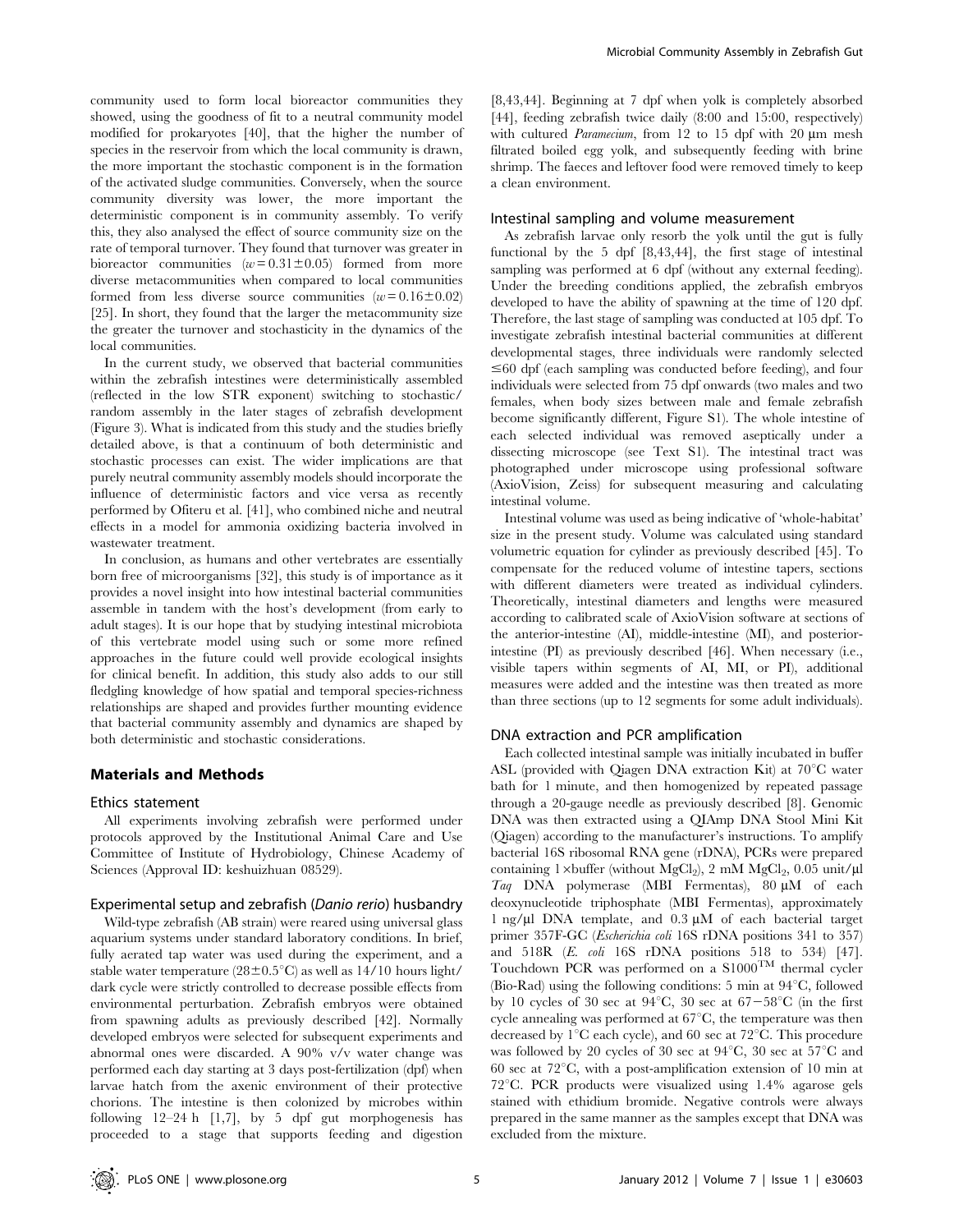community used to form local bioreactor communities they showed, using the goodness of fit to a neutral community model modified for prokaryotes [40], that the higher the number of species in the reservoir from which the local community is drawn, the more important the stochastic component is in the formation of the activated sludge communities. Conversely, when the source community diversity was lower, the more important the deterministic component is in community assembly. To verify this, they also analysed the effect of source community size on the rate of temporal turnover. They found that turnover was greater in bioreactor communities ($w = 0.31 \pm 0.05$) formed from more diverse metacommunities when compared to local communities formed from less diverse source communities ($w = 0.16 \pm 0.02$) [25]. In short, they found that the larger the metacommunity size the greater the turnover and stochasticity in the dynamics of the local communities.

In the current study, we observed that bacterial communities within the zebrafish intestines were deterministically assembled (reflected in the low STR exponent) switching to stochastic/random assembly in the later stages of zebrafish development (Figure 3). What is indicated from this study and the studies briefly detailed above, is that a continuum of both deterministic and stochastic processes can exist. The wider implications are that purely neutral community assembly models should incorporate the influence of deterministic factors and vice versa as recently performed by Ofiteru et al. [41], who combined niche and neutral effects in a model for ammonia oxidizing bacteria involved in wastewater treatment.

In conclusion, as humans and other vertebrates are essentially born free of microorganisms [32], this study is of importance as it provides a novel insight into how intestinal bacterial communities assemble in tandem with the host's development (from early to adult stages). It is our hope that by studying intestinal microbiota of this vertebrate model using such or some more refined approaches in the future could well provide ecological insights for clinical benefit. In addition, this study also adds to our still fledgling knowledge of how spatial and temporal species-richness relationships are shaped and provides further mounting evidence that bacterial community assembly and dynamics are shaped by both deterministic and stochastic considerations.

## Materials and Methods

### Ethics statement

All experiments involving zebrafish were performed under protocols approved by the Institutional Animal Care and Use Committee of Institute of Hydrobiology, Chinese Academy of Sciences (Approval ID: keshuizhuan 08529).

### Experimental setup and zebrafish (*Danio rerio*) husbandry

Wild-type zebrafish (AB strain) were reared using universal glass aquarium systems under standard laboratory conditions. In brief, fully aerated tap water was used during the experiment, and a stable water temperature ($28 \pm 0.5$°C) as well as 14/10 hours light/dark cycle were strictly controlled to decrease possible effects from environmental perturbation. Zebrafish embryos were obtained from spawning adults as previously described [42]. Normally developed embryos were selected for subsequent experiments and abnormal ones were discarded. A 90% v/v water change was performed each day starting at 3 days post-fertilization (dpf) when larvae hatch from the axenic environment of their protective chorions. The intestine is then colonized by microbes within following 12–24 h [1,7], by 5 dpf gut morphogenesis has proceeded to a stage that supports feeding and digestion [8,43,44]. Beginning at 7 dpf when yolk is completely absorbed [44], feeding zebrafish twice daily (8:00 and 15:00, respectively) with cultured *Paramecium*, from 12 to 15 dpf with 20 μm mesh filtrated boiled egg yolk, and subsequently feeding with brine shrimp. The faeces and leftover food were removed timely to keep a clean environment.

### Intestinal sampling and volume measurement

As zebrafish larvae only resorb the yolk until the gut is fully functional by the 5 dpf [8,43,44], the first stage of intestinal sampling was performed at 6 dpf (without any external feeding). Under the breeding conditions applied, the zebrafish embryos developed to have the ability of spawning at the time of 120 dpf. Therefore, the last stage of sampling was conducted at 105 dpf. To investigate zebrafish intestinal bacterial communities at different developmental stages, three individuals were randomly selected $\leq$60 dpf (each sampling was conducted before feeding), and four individuals were selected from 75 dpf onwards (two males and two females, when body sizes between male and female zebrafish become significantly different, Figure S1). The whole intestine of each selected individual was removed aseptically under a dissecting microscope (see Text S1). The intestinal tract was photographed under microscope using professional software (AxioVision, Zeiss) for subsequent measuring and calculating intestinal volume.

Intestinal volume was used as being indicative of 'whole-habitat' size in the present study. Volume was calculated using standard volumetric equation for cylinder as previously described [45]. To compensate for the reduced volume of intestine tapers, sections with different diameters were treated as individual cylinders. Theoretically, intestinal diameters and lengths were measured according to calibrated scale of AxioVision software at sections of the anterior-intestine (AI), middle-intestine (MI), and posterior-intestine (PI) as previously described [46]. When necessary (i.e., visible tapers within segments of AI, MI, or PI), additional measures were added and the intestine was then treated as more than three sections (up to 12 segments for some adult individuals).

### DNA extraction and PCR amplification

Each collected intestinal sample was initially incubated in buffer ASL (provided with Qiagen DNA extraction Kit) at 70°C water bath for 1 minute, and then homogenized by repeated passage through a 20-gauge needle as previously described [8]. Genomic DNA was then extracted using a QIAmp DNA Stool Mini Kit (Qiagen) according to the manufacturer's instructions. To amplify bacterial 16S ribosomal RNA gene (rDNA), PCRs were prepared containing 1×buffer (without $MgCl_2$), 2 mM $MgCl_2$, 0.05 unit/μl *Taq* DNA polymerase (MBI Fermentas), 80 μM of each deoxynucleotide triphosphate (MBI Fermentas), approximately 1 ng/μl DNA template, and 0.3 μM of each bacterial target primer 357F-GC (*Escherichia coli* 16S rDNA positions 341 to 357) and 518R (*E. coli* 16S rDNA positions 518 to 534) [47]. Touchdown PCR was performed on a S1000™ thermal cycler (Bio-Rad) using the following conditions: 5 min at 94°C, followed by 10 cycles of 30 sec at 94°C, 30 sec at 67−58°C (in the first cycle annealing was performed at 67°C, the temperature was then decreased by 1°C each cycle), and 60 sec at 72°C. This procedure was followed by 20 cycles of 30 sec at 94°C, 30 sec at 57°C and 60 sec at 72°C, with a post-amplification extension of 10 min at 72°C. PCR products were visualized using 1.4% agarose gels stained with ethidium bromide. Negative controls were always prepared in the same manner as the samples except that DNA was excluded from the mixture.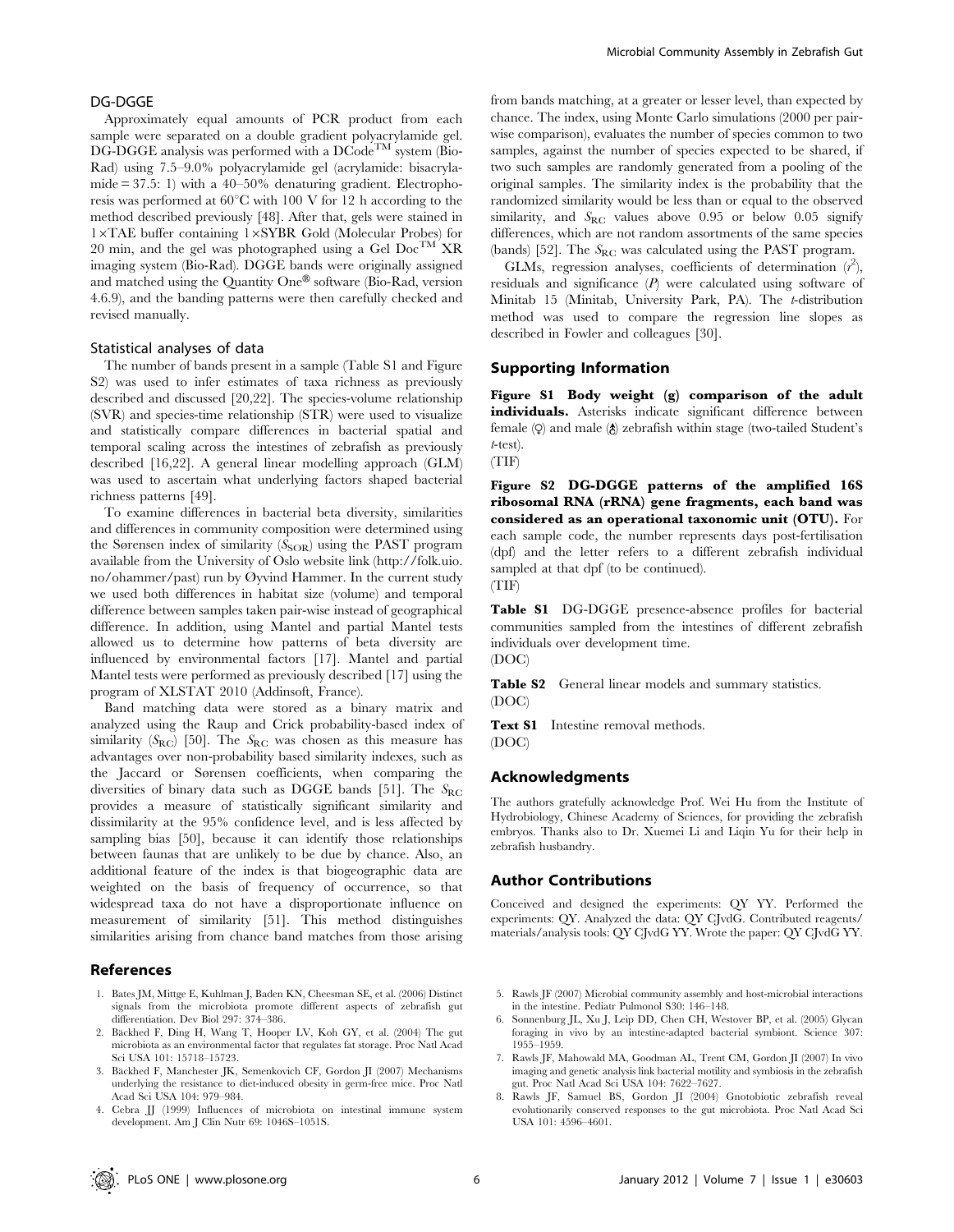### DG-DGGE

Approximately equal amounts of PCR product from each sample were separated on a double gradient polyacrylamide gel. DG-DGGE analysis was performed with a DCode™ system (Bio-Rad) using 7.5–9.0% polyacrylamide gel (acrylamide: bisacrylamide = 37.5: 1) with a 40–50% denaturing gradient. Electrophoresis was performed at 60°C with 100 V for 12 h according to the method described previously [48]. After that, gels were stained in 1×TAE buffer containing 1×SYBR Gold (Molecular Probes) for 20 min, and the gel was photographed using a Gel Doc™ XR imaging system (Bio-Rad). DGGE bands were originally assigned and matched using the Quantity One® software (Bio-Rad, version 4.6.9), and the banding patterns were then carefully checked and revised manually.

### Statistical analyses of data

The number of bands present in a sample (Table S1 and Figure S2) was used to infer estimates of taxa richness as previously described and discussed [20,22]. The species-volume relationship (SVR) and species-time relationship (STR) were used to visualize and statistically compare differences in bacterial spatial and temporal scaling across the intestines of zebrafish as previously described [16,22]. A general linear modelling approach (GLM) was used to ascertain what underlying factors shaped bacterial richness patterns [49].

To examine differences in bacterial beta diversity, similarities and differences in community composition were determined using the Sørensen index of similarity ($S_{SOR}$) using the PAST program available from the University of Oslo website link (http://folk.uio.no/ohammer/past) run by Øyvind Hammer. In the current study we used both differences in habitat size (volume) and temporal difference between samples taken pair-wise instead of geographical difference. In addition, using Mantel and partial Mantel tests allowed us to determine how patterns of beta diversity are influenced by environmental factors [17]. Mantel and partial Mantel tests were performed as previously described [17] using the program of XLSTAT 2010 (Addinsoft, France).

Band matching data were stored as a binary matrix and analyzed using the Raup and Crick probability-based index of similarity ($S_{RC}$) [50]. The $S_{RC}$ was chosen as this measure has advantages over non-probability based similarity indexes, such as the Jaccard or Sørensen coefficients, when comparing the diversities of binary data such as DGGE bands [51]. The $S_{RC}$ provides a measure of statistically significant similarity and dissimilarity at the 95% confidence level, and is less affected by sampling bias [50], because it can identify those relationships between faunas that are unlikely to be due by chance. Also, an additional feature of the index is that biogeographic data are weighted on the basis of frequency of occurrence, so that widespread taxa do not have a disproportionate influence on measurement of similarity [51]. This method distinguishes similarities arising from chance band matches from those arising from bands matching, at a greater or lesser level, than expected by chance. The index, using Monte Carlo simulations (2000 per pairwise comparison), evaluates the number of species common to two samples, against the number of species expected to be shared, if two such samples are randomly generated from a pooling of the original samples. The similarity index is the probability that the randomized similarity would be less than or equal to the observed similarity, and $S_{RC}$ values above 0.95 or below 0.05 signify differences, which are not random assortments of the same species (bands) [52]. The $S_{RC}$ was calculated using the PAST program.

GLMs, regression analyses, coefficients of determination ($r^2$), residuals and significance ($P$) were calculated using software of Minitab 15 (Minitab, University Park, PA). The $t$-distribution method was used to compare the regression line slopes as described in Fowler and colleagues [30].

## Supporting Information

**Figure S1 Body weight (g) comparison of the adult individuals.** Asterisks indicate significant difference between female (♀) and male (♂) zebrafish within stage (two-tailed Student's *t*-test).
(TIF)

**Figure S2 DG-DGGE patterns of the amplified 16S ribosomal RNA (rRNA) gene fragments, each band was considered as an operational taxonomic unit (OTU).** For each sample code, the number represents days post-fertilisation (dpf) and the letter refers to a different zebrafish individual sampled at that dpf (to be continued).
(TIF)

**Table S1** DG-DGGE presence-absence profiles for bacterial communities sampled from the intestines of different zebrafish individuals over development time.
(DOC)

**Table S2** General linear models and summary statistics.
(DOC)

**Text S1** Intestine removal methods.
(DOC)

## Acknowledgments

The authors gratefully acknowledge Prof. Wei Hu from the Institute of Hydrobiology, Chinese Academy of Sciences, for providing the zebrafish embryos. Thanks also to Dr. Xuemei Li and Liqin Yu for their help in zebrafish husbandry.

## Author Contributions

Conceived and designed the experiments: QY YY. Performed the experiments: QY. Analyzed the data: QY CJvdG. Contributed reagents/materials/analysis tools: QY CJvdG YY. Wrote the paper: QY CJvdG YY.

## References

1. Bates JM, Mittge E, Kuhlman J, Baden KN, Cheesman SE, et al. (2006) Distinct signals from the microbiota promote different aspects of zebrafish gut differentiation. Dev Biol 297: 374–386.
2. Bäckhed F, Ding H, Wang T, Hooper LV, Koh GY, et al. (2004) The gut microbiota as an environmental factor that regulates fat storage. Proc Natl Acad Sci USA 101: 15718–15723.
3. Bäckhed F, Manchester JK, Semenkovich CF, Gordon JI (2007) Mechanisms underlying the resistance to diet-induced obesity in germ-free mice. Proc Natl Acad Sci USA 104: 979–984.
4. Cebra JJ (1999) Influences of microbiota on intestinal immune system development. Am J Clin Nutr 69: 1046S–1051S.
5. Rawls JF (2007) Microbial community assembly and host-microbial interactions in the intestine. Pediatr Pulmonol S30: 146–148.
6. Sonnenburg JL, Xu J, Leip DD, Chen CH, Westover BP, et al. (2005) Glycan foraging in vivo by an intestine-adapted bacterial symbiont. Science 307: 1955–1959.
7. Rawls JF, Mahowald MA, Goodman AL, Trent CM, Gordon JI (2007) In vivo imaging and genetic analysis link bacterial motility and symbiosis in the zebrafish gut. Proc Natl Acad Sci USA 104: 7622–7627.
8. Rawls JF, Samuel BS, Gordon JI (2004) Gnotobiotic zebrafish reveal evolutionarily conserved responses to the gut microbiota. Proc Natl Acad Sci USA 101: 4596–4601.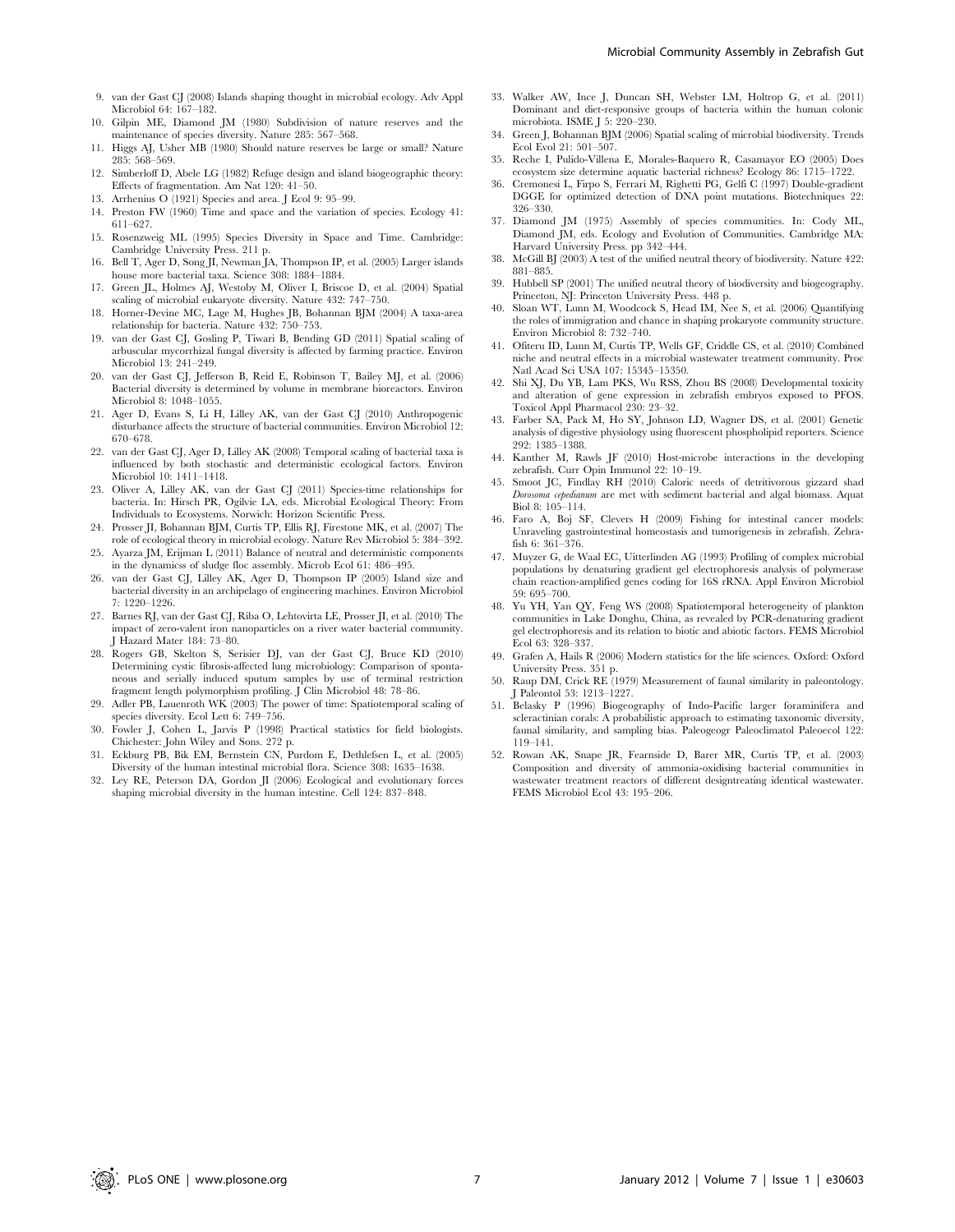9. van der Gast CJ (2008) Islands shaping thought in microbial ecology. Adv Appl Microbiol 64: 167–182.
10. Gilpin ME, Diamond JM (1980) Subdivision of nature reserves and the maintenance of species diversity. Nature 285: 567–568.
11. Higgs AJ, Usher MB (1980) Should nature reserves be large or small? Nature 285: 568–569.
12. Simberloff D, Abele LG (1982) Refuge design and island biogeographic theory: Effects of fragmentation. Am Nat 120: 41–50.
13. Arrhenius O (1921) Species and area. J Ecol 9: 95–99.
14. Preston FW (1960) Time and space and the variation of species. Ecology 41: 611–627.
15. Rosenzweig ML (1995) Species Diversity in Space and Time. Cambridge: Cambridge University Press. 211 p.
16. Bell T, Ager D, Song JI, Newman JA, Thompson IP, et al. (2005) Larger islands house more bacterial taxa. Science 308: 1884–1884.
17. Green JL, Holmes AJ, Westoby M, Oliver I, Briscoe D, et al. (2004) Spatial scaling of microbial eukaryote diversity. Nature 432: 747–750.
18. Horner-Devine MC, Lage M, Hughes JB, Bohannan BJM (2004) A taxa-area relationship for bacteria. Nature 432: 750–753.
19. van der Gast CJ, Gosling P, Tiwari B, Bending GD (2011) Spatial scaling of arbuscular mycorrhizal fungal diversity is affected by farming practice. Environ Microbiol 13: 241–249.
20. van der Gast CJ, Jefferson B, Reid E, Robinson T, Bailey MJ, et al. (2006) Bacterial diversity is determined by volume in membrane bioreactors. Environ Microbiol 8: 1048–1055.
21. Ager D, Evans S, Li H, Lilley AK, van der Gast CJ (2010) Anthropogenic disturbance affects the structure of bacterial communities. Environ Microbiol 12: 670–678.
22. van der Gast CJ, Ager D, Lilley AK (2008) Temporal scaling of bacterial taxa is influenced by both stochastic and deterministic ecological factors. Environ Microbiol 10: 1411–1418.
23. Oliver A, Lilley AK, van der Gast CJ (2011) Species-time relationships for bacteria. In: Hirsch PR, Ogilvie LA, eds. Microbial Ecological Theory: From Individuals to Ecosystems. Norwich: Horizon Scientific Press.
24. Prosser JI, Bohannan BJM, Curtis TP, Ellis RJ, Firestone MK, et al. (2007) The role of ecological theory in microbial ecology. Nature Rev Microbiol 5: 384–392.
25. Ayarza JM, Erijman L (2011) Balance of neutral and deterministic components in the dynamicss of sludge floc assembly. Microb Ecol 61: 486–495.
26. van der Gast CJ, Lilley AK, Ager D, Thompson IP (2005) Island size and bacterial diversity in an archipelago of engineering machines. Environ Microbiol 7: 1220–1226.
27. Barnes RJ, van der Gast CJ, Riba O, Lehtovirta LE, Prosser JI, et al. (2010) The impact of zero-valent iron nanoparticles on a river water bacterial community. J Hazard Mater 184: 73–80.
28. Rogers GB, Skelton S, Serisier DJ, van der Gast CJ, Bruce KD (2010) Determining cystic fibrosis-affected lung microbiology: Comparison of spontaneous and serially induced sputum samples by use of terminal restriction fragment length polymorphism profiling. J Clin Microbiol 48: 78–86.
29. Adler PB, Lauenroth WK (2003) The power of time: Spatiotemporal scaling of species diversity. Ecol Lett 6: 749–756.
30. Fowler J, Cohen L, Jarvis P (1998) Practical statistics for field biologists. Chichester: John Wiley and Sons. 272 p.
31. Eckburg PB, Bik EM, Bernstein CN, Purdom E, Dethlefsen L, et al. (2005) Diversity of the human intestinal microbial flora. Science 308: 1635–1638.
32. Ley RE, Peterson DA, Gordon JI (2006) Ecological and evolutionary forces shaping microbial diversity in the human intestine. Cell 124: 837–848.
33. Walker AW, Ince J, Duncan SH, Webster LM, Holtrop G, et al. (2011) Dominant and diet-responsive groups of bacteria within the human colonic microbiota. ISME J 5: 220–230.
34. Green J, Bohannan BJM (2006) Spatial scaling of microbial biodiversity. Trends Ecol Evol 21: 501–507.
35. Reche I, Pulido-Villena E, Morales-Baquero R, Casamayor EO (2005) Does ecosystem size determine aquatic bacterial richness? Ecology 86: 1715–1722.
36. Cremonesi L, Firpo S, Ferrari M, Righetti PG, Gelfi C (1997) Double-gradient DGGE for optimized detection of DNA point mutations. Biotechniques 22: 326–330.
37. Diamond JM (1975) Assembly of species communities. In: Cody ML, Diamond JM, eds. Ecology and Evolution of Communities. Cambridge MA: Harvard University Press. pp 342–444.
38. McGill BJ (2003) A test of the unified neutral theory of biodiversity. Nature 422: 881–885.
39. Hubbell SP (2001) The unified neutral theory of biodiversity and biogeography. Princeton, NJ: Princeton University Press. 448 p.
40. Sloan WT, Lunn M, Woodcock S, Head IM, Nee S, et al. (2006) Quantifying the roles of immigration and chance in shaping prokaryote community structure. Environ Microbiol 8: 732–740.
41. Ofiteru ID, Lunn M, Curtis TP, Wells GF, Criddle CS, et al. (2010) Combined niche and neutral effects in a microbial wastewater treatment community. Proc Natl Acad Sci USA 107: 15345–15350.
42. Shi XJ, Du YB, Lam PKS, Wu RSS, Zhou BS (2008) Developmental toxicity and alteration of gene expression in zebrafish embryos exposed to PFOS. Toxicol Appl Pharmacol 230: 23–32.
43. Farber SA, Pack M, Ho SY, Johnson LD, Wagner DS, et al. (2001) Genetic analysis of digestive physiology using fluorescent phospholipid reporters. Science 292: 1385–1388.
44. Kanther M, Rawls JF (2010) Host-microbe interactions in the developing zebrafish. Curr Opin Immunol 22: 10–19.
45. Smoot JC, Findlay RH (2010) Caloric needs of detritivorous gizzard shad *Dorosoma cepedianum* are met with sediment bacterial and algal biomass. Aquat Biol 8: 105–114.
46. Faro A, Boj SF, Clevers H (2009) Fishing for intestinal cancer models: Unraveling gastrointestinal homeostasis and tumorigenesis in zebrafish. Zebrafish 6: 361–376.
47. Muyzer G, de Waal EC, Uitterlinden AG (1993) Profiling of complex microbial populations by denaturing gradient gel electrophoresis analysis of polymerase chain reaction-amplified genes coding for 16S rRNA. Appl Environ Microbiol 59: 695–700.
48. Yu YH, Yan QY, Feng WS (2008) Spatiotemporal heterogeneity of plankton communities in Lake Donghu, China, as revealed by PCR-denaturing gradient gel electrophoresis and its relation to biotic and abiotic factors. FEMS Microbiol Ecol 63: 328–337.
49. Grafen A, Hails R (2006) Modern statistics for the life sciences. Oxford: Oxford University Press. 351 p.
50. Raup DM, Crick RE (1979) Measurement of faunal similarity in paleontology. J Paleontol 53: 1213–1227.
51. Belasky P (1996) Biogeography of Indo-Pacific larger foraminifera and scleractinian corals: A probabilistic approach to estimating taxonomic diversity, faunal similarity, and sampling bias. Paleogeogr Paleoclimatol Paleoecol 122: 119–141.
52. Rowan AK, Snape JR, Fearnside D, Barer MR, Curtis TP, et al. (2003) Composition and diversity of ammonia-oxidising bacterial communities in wastewater treatment reactors of different designtreating identical wastewater. FEMS Microbiol Ecol 43: 195–206.